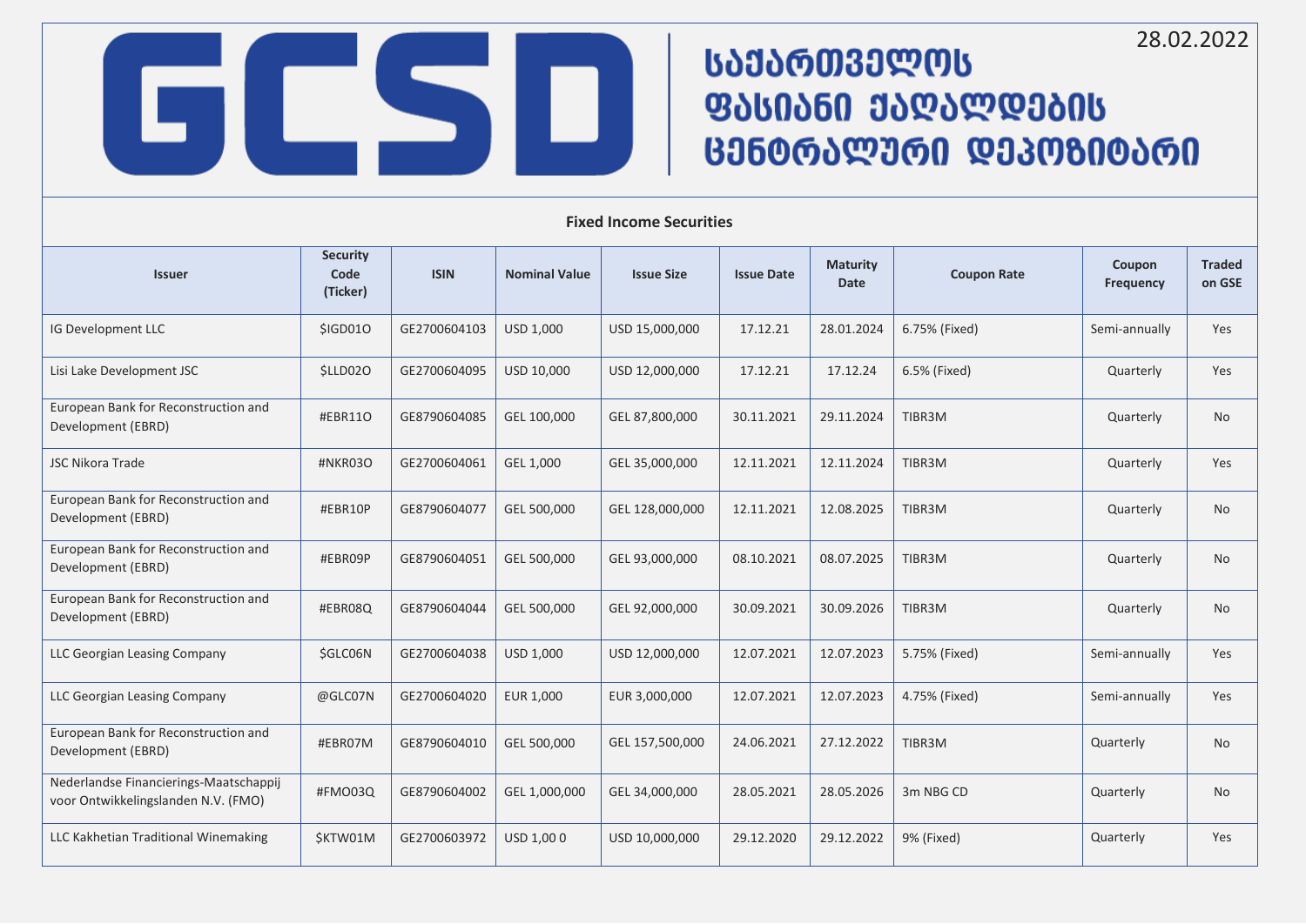28.02.2022

# GCSD

## საქართველოს ფასიანი ქაღალდების ცენტრალური დეპოზიტარი

### Fixed Income Securities

| Issuer | Security Code (Ticker) | ISIN | Nominal Value | Issue Size | Issue Date | Maturity Date | Coupon Rate | Coupon Frequency | Traded on GSE |
|---|---|---|---|---|---|---|---|---|---|
| IG Development LLC | $IGD01O | GE2700604103 | USD 1,000 | USD 15,000,000 | 17.12.21 | 28.01.2024 | 6.75% (Fixed) | Semi-annually | Yes |
| Lisi Lake Development JSC | $LLD02O | GE2700604095 | USD 10,000 | USD 12,000,000 | 17.12.21 | 17.12.24 | 6.5% (Fixed) | Quarterly | Yes |
| European Bank for Reconstruction and Development (EBRD) | #EBR11O | GE8790604085 | GEL 100,000 | GEL 87,800,000 | 30.11.2021 | 29.11.2024 | TIBR3M | Quarterly | No |
| JSC Nikora Trade | #NKR03O | GE2700604061 | GEL 1,000 | GEL 35,000,000 | 12.11.2021 | 12.11.2024 | TIBR3M | Quarterly | Yes |
| European Bank for Reconstruction and Development (EBRD) | #EBR10P | GE8790604077 | GEL 500,000 | GEL 128,000,000 | 12.11.2021 | 12.08.2025 | TIBR3M | Quarterly | No |
| European Bank for Reconstruction and Development (EBRD) | #EBR09P | GE8790604051 | GEL 500,000 | GEL 93,000,000 | 08.10.2021 | 08.07.2025 | TIBR3M | Quarterly | No |
| European Bank for Reconstruction and Development (EBRD) | #EBR08Q | GE8790604044 | GEL 500,000 | GEL 92,000,000 | 30.09.2021 | 30.09.2026 | TIBR3M | Quarterly | No |
| LLC Georgian Leasing Company | $GLC06N | GE2700604038 | USD 1,000 | USD 12,000,000 | 12.07.2021 | 12.07.2023 | 5.75% (Fixed) | Semi-annually | Yes |
| LLC Georgian Leasing Company | @GLC07N | GE2700604020 | EUR 1,000 | EUR 3,000,000 | 12.07.2021 | 12.07.2023 | 4.75% (Fixed) | Semi-annually | Yes |
| European Bank for Reconstruction and Development (EBRD) | #EBR07M | GE8790604010 | GEL 500,000 | GEL 157,500,000 | 24.06.2021 | 27.12.2022 | TIBR3M | Quarterly | No |
| Nederlandse Financierings-Maatschappij voor Ontwikkelingslanden N.V. (FMO) | #FMO03Q | GE8790604002 | GEL 1,000,000 | GEL 34,000,000 | 28.05.2021 | 28.05.2026 | 3m NBG CD | Quarterly | No |
| LLC Kakhetian Traditional Winemaking | $KTW01M | GE2700603972 | USD 1,00 0 | USD 10,000,000 | 29.12.2020 | 29.12.2022 | 9% (Fixed) | Quarterly | Yes |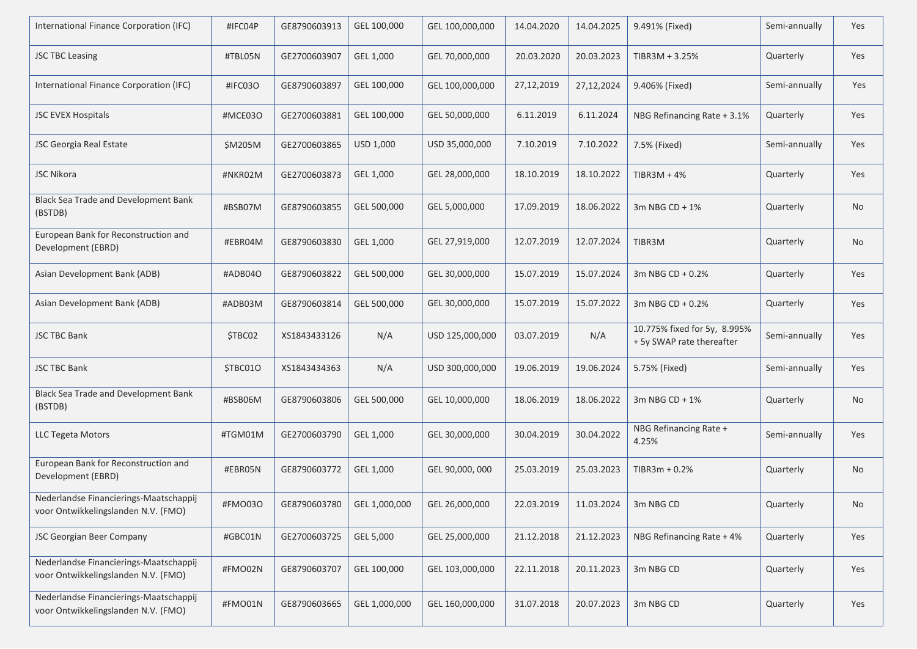| International Finance Corporation (IFC) | #IFC04P | GE8790603913 | GEL 100,000 | GEL 100,000,000 | 14.04.2020 | 14.04.2025 | 9.491% (Fixed) | Semi-annually | Yes |
|---|---|---|---|---|---|---|---|---|---|
| JSC TBC Leasing | #TBL05N | GE2700603907 | GEL 1,000 | GEL 70,000,000 | 20.03.2020 | 20.03.2023 | TIBR3M + 3.25% | Quarterly | Yes |
| International Finance Corporation (IFC) | #IFC03O | GE8790603897 | GEL 100,000 | GEL 100,000,000 | 27,12,2019 | 27,12,2024 | 9.406% (Fixed) | Semi-annually | Yes |
| JSC EVEX Hospitals | #MCE03O | GE2700603881 | GEL 100,000 | GEL 50,000,000 | 6.11.2019 | 6.11.2024 | NBG Refinancing Rate + 3.1% | Quarterly | Yes |
| JSC Georgia Real Estate | $M205M | GE2700603865 | USD 1,000 | USD 35,000,000 | 7.10.2019 | 7.10.2022 | 7.5% (Fixed) | Semi-annually | Yes |
| JSC Nikora | #NKR02M | GE2700603873 | GEL 1,000 | GEL 28,000,000 | 18.10.2019 | 18.10.2022 | TIBR3M + 4% | Quarterly | Yes |
| Black Sea Trade and Development Bank (BSTDB) | #BSB07M | GE8790603855 | GEL 500,000 | GEL 5,000,000 | 17.09.2019 | 18.06.2022 | 3m NBG CD + 1% | Quarterly | No |
| European Bank for Reconstruction and Development (EBRD) | #EBR04M | GE8790603830 | GEL 1,000 | GEL 27,919,000 | 12.07.2019 | 12.07.2024 | TIBR3M | Quarterly | No |
| Asian Development Bank (ADB) | #ADB04O | GE8790603822 | GEL 500,000 | GEL 30,000,000 | 15.07.2019 | 15.07.2024 | 3m NBG CD + 0.2% | Quarterly | Yes |
| Asian Development Bank (ADB) | #ADB03M | GE8790603814 | GEL 500,000 | GEL 30,000,000 | 15.07.2019 | 15.07.2022 | 3m NBG CD + 0.2% | Quarterly | Yes |
| JSC TBC Bank | $TBC02 | XS1843433126 | N/A | USD 125,000,000 | 03.07.2019 | N/A | 10.775% fixed for 5y, 8.995% + 5y SWAP rate thereafter | Semi-annually | Yes |
| JSC TBC Bank | $TBC01O | XS1843434363 | N/A | USD 300,000,000 | 19.06.2019 | 19.06.2024 | 5.75% (Fixed) | Semi-annually | Yes |
| Black Sea Trade and Development Bank (BSTDB) | #BSB06M | GE8790603806 | GEL 500,000 | GEL 10,000,000 | 18.06.2019 | 18.06.2022 | 3m NBG CD + 1% | Quarterly | No |
| LLC Tegeta Motors | #TGM01M | GE2700603790 | GEL 1,000 | GEL 30,000,000 | 30.04.2019 | 30.04.2022 | NBG Refinancing Rate + 4.25% | Semi-annually | Yes |
| European Bank for Reconstruction and Development (EBRD) | #EBR05N | GE8790603772 | GEL 1,000 | GEL 90,000, 000 | 25.03.2019 | 25.03.2023 | TIBR3m + 0.2% | Quarterly | No |
| Nederlandse Financierings-Maatschappij voor Ontwikkelingslanden N.V. (FMO) | #FMO03O | GE8790603780 | GEL 1,000,000 | GEL 26,000,000 | 22.03.2019 | 11.03.2024 | 3m NBG CD | Quarterly | No |
| JSC Georgian Beer Company | #GBC01N | GE2700603725 | GEL 5,000 | GEL 25,000,000 | 21.12.2018 | 21.12.2023 | NBG Refinancing Rate + 4% | Quarterly | Yes |
| Nederlandse Financierings-Maatschappij voor Ontwikkelingslanden N.V. (FMO) | #FMO02N | GE8790603707 | GEL 100,000 | GEL 103,000,000 | 22.11.2018 | 20.11.2023 | 3m NBG CD | Quarterly | Yes |
| Nederlandse Financierings-Maatschappij voor Ontwikkelingslanden N.V. (FMO) | #FMO01N | GE8790603665 | GEL 1,000,000 | GEL 160,000,000 | 31.07.2018 | 20.07.2023 | 3m NBG CD | Quarterly | Yes |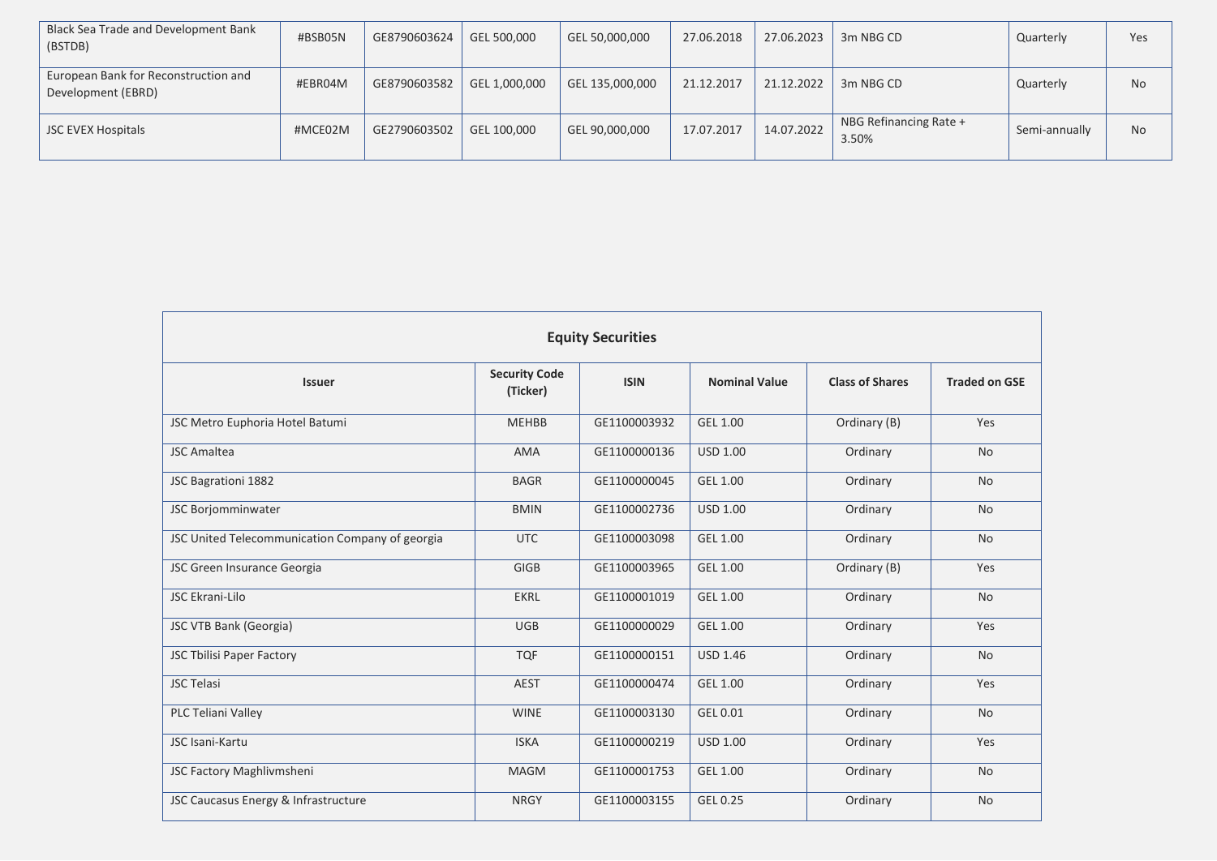| | | | | | | | | | |
|---|---|---|---|---|---|---|---|---|---|
| Black Sea Trade and Development Bank (BSTDB) | #BSB05N | GE8790603624 | GEL 500,000 | GEL 50,000,000 | 27.06.2018 | 27.06.2023 | 3m NBG CD | Quarterly | Yes |
| European Bank for Reconstruction and Development (EBRD) | #EBR04M | GE8790603582 | GEL 1,000,000 | GEL 135,000,000 | 21.12.2017 | 21.12.2022 | 3m NBG CD | Quarterly | No |
| JSC EVEX Hospitals | #MCE02M | GE2790603502 | GEL 100,000 | GEL 90,000,000 | 17.07.2017 | 14.07.2022 | NBG Refinancing Rate + 3.50% | Semi-annually | No |

## Equity Securities

| Issuer | Security Code (Ticker) | ISIN | Nominal Value | Class of Shares | Traded on GSE |
|---|---|---|---|---|---|
| JSC Metro Euphoria Hotel Batumi | MEHBB | GE1100003932 | GEL 1.00 | Ordinary (B) | Yes |
| JSC Amaltea | AMA | GE1100000136 | USD 1.00 | Ordinary | No |
| JSC Bagrationi 1882 | BAGR | GE1100000045 | GEL 1.00 | Ordinary | No |
| JSC Borjomminwater | BMIN | GE1100002736 | USD 1.00 | Ordinary | No |
| JSC United Telecommunication Company of georgia | UTC | GE1100003098 | GEL 1.00 | Ordinary | No |
| JSC Green Insurance Georgia | GIGB | GE1100003965 | GEL 1.00 | Ordinary (B) | Yes |
| JSC Ekrani-Lilo | EKRL | GE1100001019 | GEL 1.00 | Ordinary | No |
| JSC VTB Bank (Georgia) | UGB | GE1100000029 | GEL 1.00 | Ordinary | Yes |
| JSC Tbilisi Paper Factory | TQF | GE1100000151 | USD 1.46 | Ordinary | No |
| JSC Telasi | AEST | GE1100000474 | GEL 1.00 | Ordinary | Yes |
| PLC Teliani Valley | WINE | GE1100003130 | GEL 0.01 | Ordinary | No |
| JSC Isani-Kartu | ISKA | GE1100000219 | USD 1.00 | Ordinary | Yes |
| JSC Factory Maghlivmsheni | MAGM | GE1100001753 | GEL 1.00 | Ordinary | No |
| JSC Caucasus Energy & Infrastructure | NRGY | GE1100003155 | GEL 0.25 | Ordinary | No |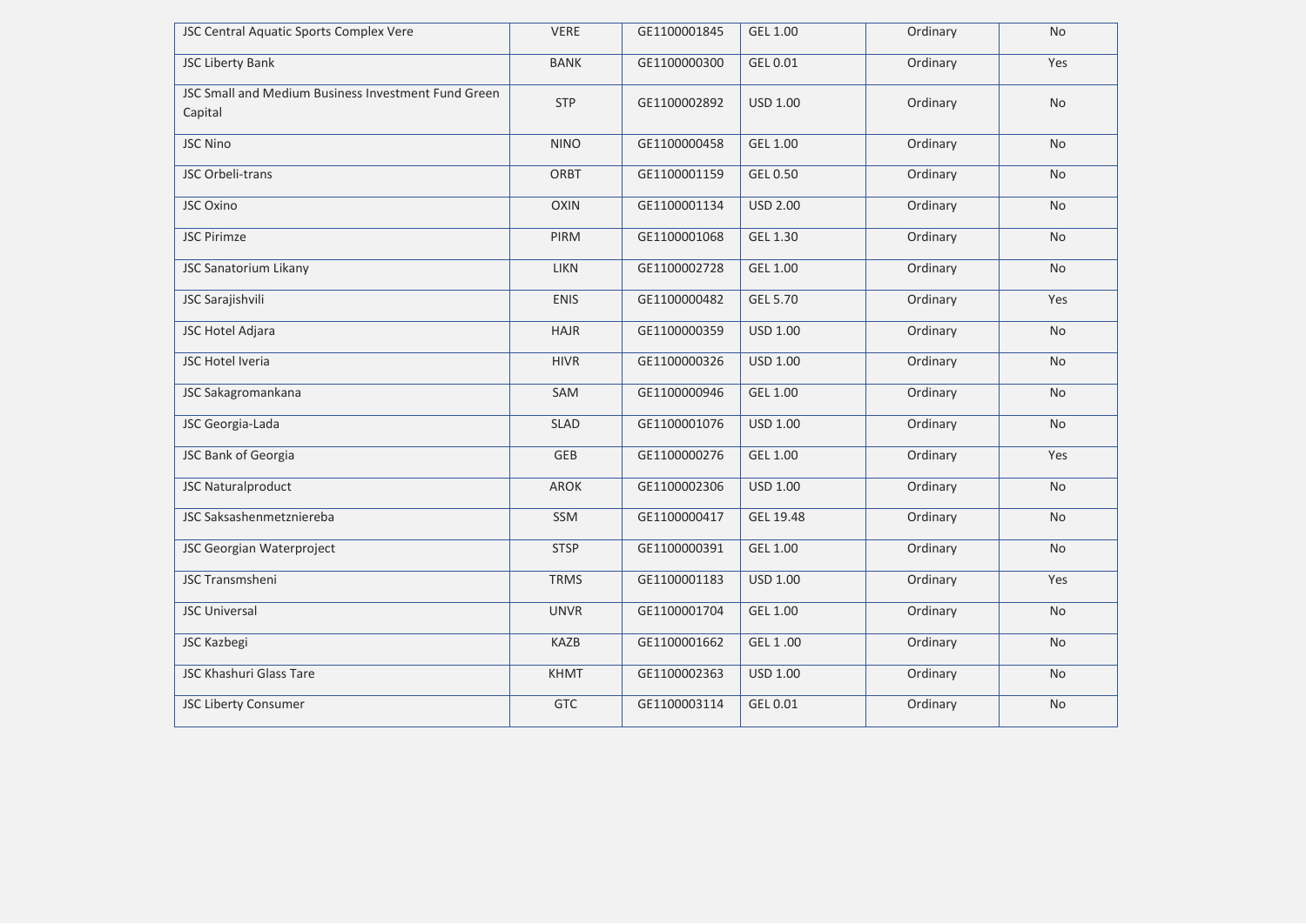| | | | | | |
|---|---|---|---|---|---|
| JSC Central Aquatic Sports Complex Vere | VERE | GE1100001845 | GEL 1.00 | Ordinary | No |
| JSC Liberty Bank | BANK | GE1100000300 | GEL 0.01 | Ordinary | Yes |
| JSC Small and Medium Business Investment Fund Green Capital | STP | GE1100002892 | USD 1.00 | Ordinary | No |
| JSC Nino | NINO | GE1100000458 | GEL 1.00 | Ordinary | No |
| JSC Orbeli-trans | ORBT | GE1100001159 | GEL 0.50 | Ordinary | No |
| JSC Oxino | OXIN | GE1100001134 | USD 2.00 | Ordinary | No |
| JSC Pirimze | PIRM | GE1100001068 | GEL 1.30 | Ordinary | No |
| JSC Sanatorium Likany | LIKN | GE1100002728 | GEL 1.00 | Ordinary | No |
| JSC Sarajishvili | ENIS | GE1100000482 | GEL 5.70 | Ordinary | Yes |
| JSC Hotel Adjara | HAJR | GE1100000359 | USD 1.00 | Ordinary | No |
| JSC Hotel Iveria | HIVR | GE1100000326 | USD 1.00 | Ordinary | No |
| JSC Sakagromankana | SAM | GE1100000946 | GEL 1.00 | Ordinary | No |
| JSC Georgia-Lada | SLAD | GE1100001076 | USD 1.00 | Ordinary | No |
| JSC Bank of Georgia | GEB | GE1100000276 | GEL 1.00 | Ordinary | Yes |
| JSC Naturalproduct | AROK | GE1100002306 | USD 1.00 | Ordinary | No |
| JSC Saksashenmetzniereba | SSM | GE1100000417 | GEL 19.48 | Ordinary | No |
| JSC Georgian Waterproject | STSP | GE1100000391 | GEL 1.00 | Ordinary | No |
| JSC Transmsheni | TRMS | GE1100001183 | USD 1.00 | Ordinary | Yes |
| JSC Universal | UNVR | GE1100001704 | GEL 1.00 | Ordinary | No |
| JSC Kazbegi | KAZB | GE1100001662 | GEL 1 .00 | Ordinary | No |
| JSC Khashuri Glass Tare | KHMT | GE1100002363 | USD 1.00 | Ordinary | No |
| JSC Liberty Consumer | GTC | GE1100003114 | GEL 0.01 | Ordinary | No |